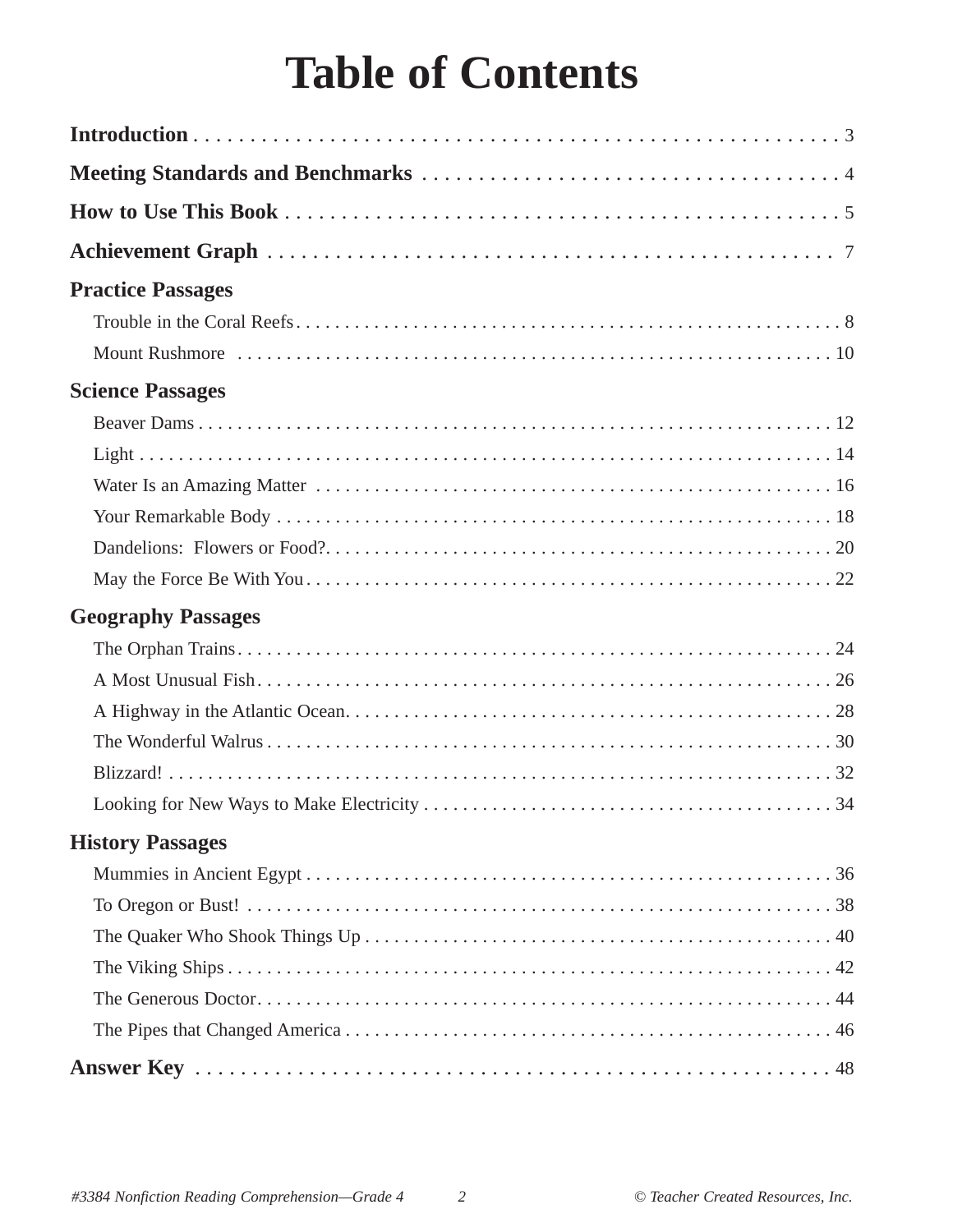# Table of Contents

**Introduction** . . . . . . . . . . 3

**Meeting Standards and Benchmarks** . . . . . . . . . . 4

**How to Use This Book** . . . . . . . . . . 5

**Achievement Graph** . . . . . . . . . . 7

## Practice Passages

- Trouble in the Coral Reefs . . . . . . . . . . 8
- Mount Rushmore . . . . . . . . . . 10

## Science Passages

- Beaver Dams . . . . . . . . . . 12
- Light . . . . . . . . . . 14
- Water Is an Amazing Matter . . . . . . . . . . 16
- Your Remarkable Body . . . . . . . . . . 18
- Dandelions: Flowers or Food? . . . . . . . . . . 20
- May the Force Be With You . . . . . . . . . . 22

## Geography Passages

- The Orphan Trains . . . . . . . . . . 24
- A Most Unusual Fish . . . . . . . . . . 26
- A Highway in the Atlantic Ocean . . . . . . . . . . 28
- The Wonderful Walrus . . . . . . . . . . 30
- Blizzard! . . . . . . . . . . 32
- Looking for New Ways to Make Electricity . . . . . . . . . . 34

## History Passages

- Mummies in Ancient Egypt . . . . . . . . . . 36
- To Oregon or Bust! . . . . . . . . . . 38
- The Quaker Who Shook Things Up . . . . . . . . . . 40
- The Viking Ships . . . . . . . . . . 42
- The Generous Doctor . . . . . . . . . . 44
- The Pipes that Changed America . . . . . . . . . . 46

**Answer Key** . . . . . . . . . . 48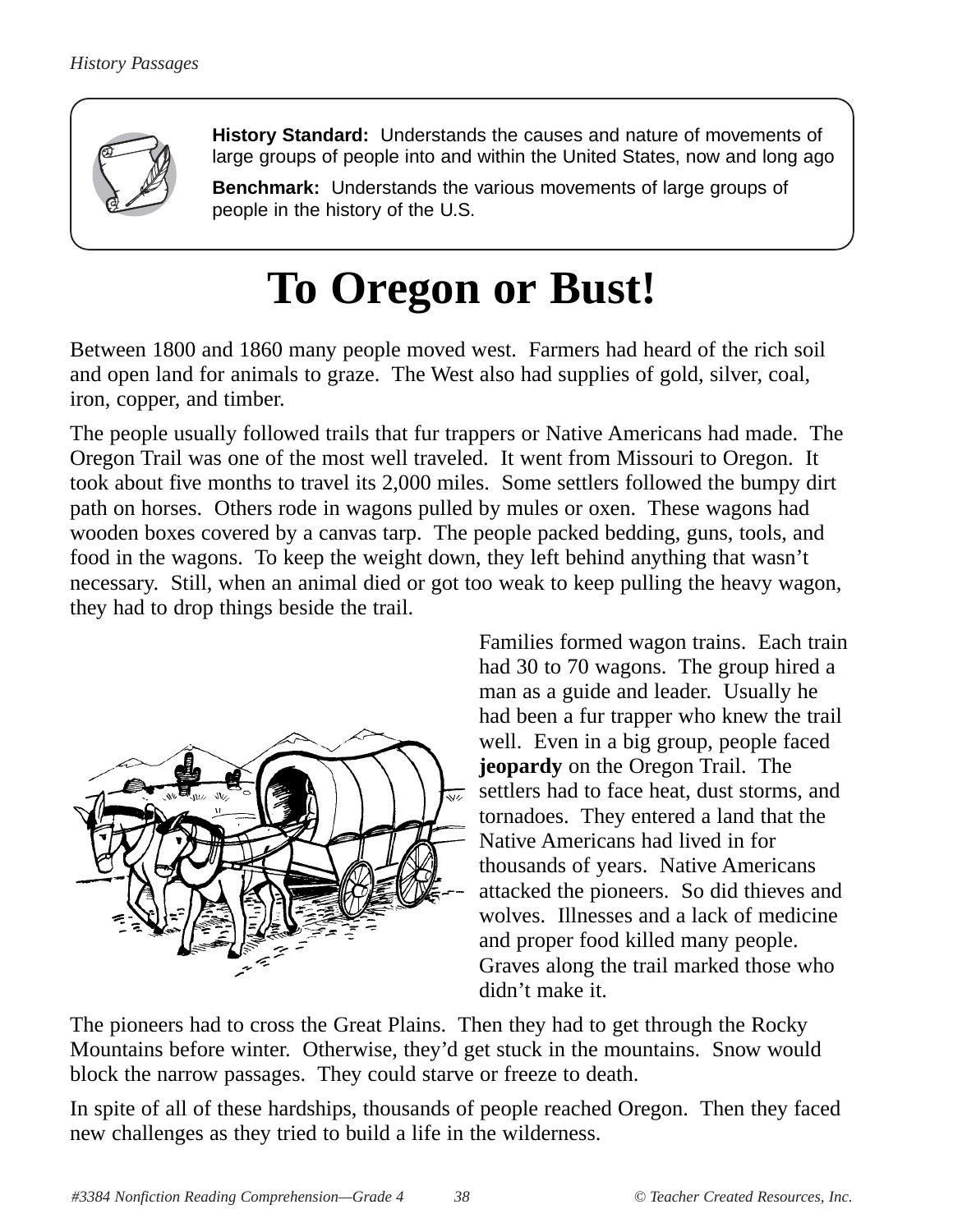**History Standard:** Understands the causes and nature of movements of large groups of people into and within the United States, now and long ago

**Benchmark:** Understands the various movements of large groups of people in the history of the U.S.

# To Oregon or Bust!

Between 1800 and 1860 many people moved west. Farmers had heard of the rich soil and open land for animals to graze. The West also had supplies of gold, silver, coal, iron, copper, and timber.

The people usually followed trails that fur trappers or Native Americans had made. The Oregon Trail was one of the most well traveled. It went from Missouri to Oregon. It took about five months to travel its 2,000 miles. Some settlers followed the bumpy dirt path on horses. Others rode in wagons pulled by mules or oxen. These wagons had wooden boxes covered by a canvas tarp. The people packed bedding, guns, tools, and food in the wagons. To keep the weight down, they left behind anything that wasn't necessary. Still, when an animal died or got too weak to keep pulling the heavy wagon, they had to drop things beside the trail.

Families formed wagon trains. Each train had 30 to 70 wagons. The group hired a man as a guide and leader. Usually he had been a fur trapper who knew the trail well. Even in a big group, people faced **jeopardy** on the Oregon Trail. The settlers had to face heat, dust storms, and tornadoes. They entered a land that the Native Americans had lived in for thousands of years. Native Americans attacked the pioneers. So did thieves and wolves. Illnesses and a lack of medicine and proper food killed many people. Graves along the trail marked those who didn't make it.

The pioneers had to cross the Great Plains. Then they had to get through the Rocky Mountains before winter. Otherwise, they'd get stuck in the mountains. Snow would block the narrow passages. They could starve or freeze to death.

In spite of all of these hardships, thousands of people reached Oregon. Then they faced new challenges as they tried to build a life in the wilderness.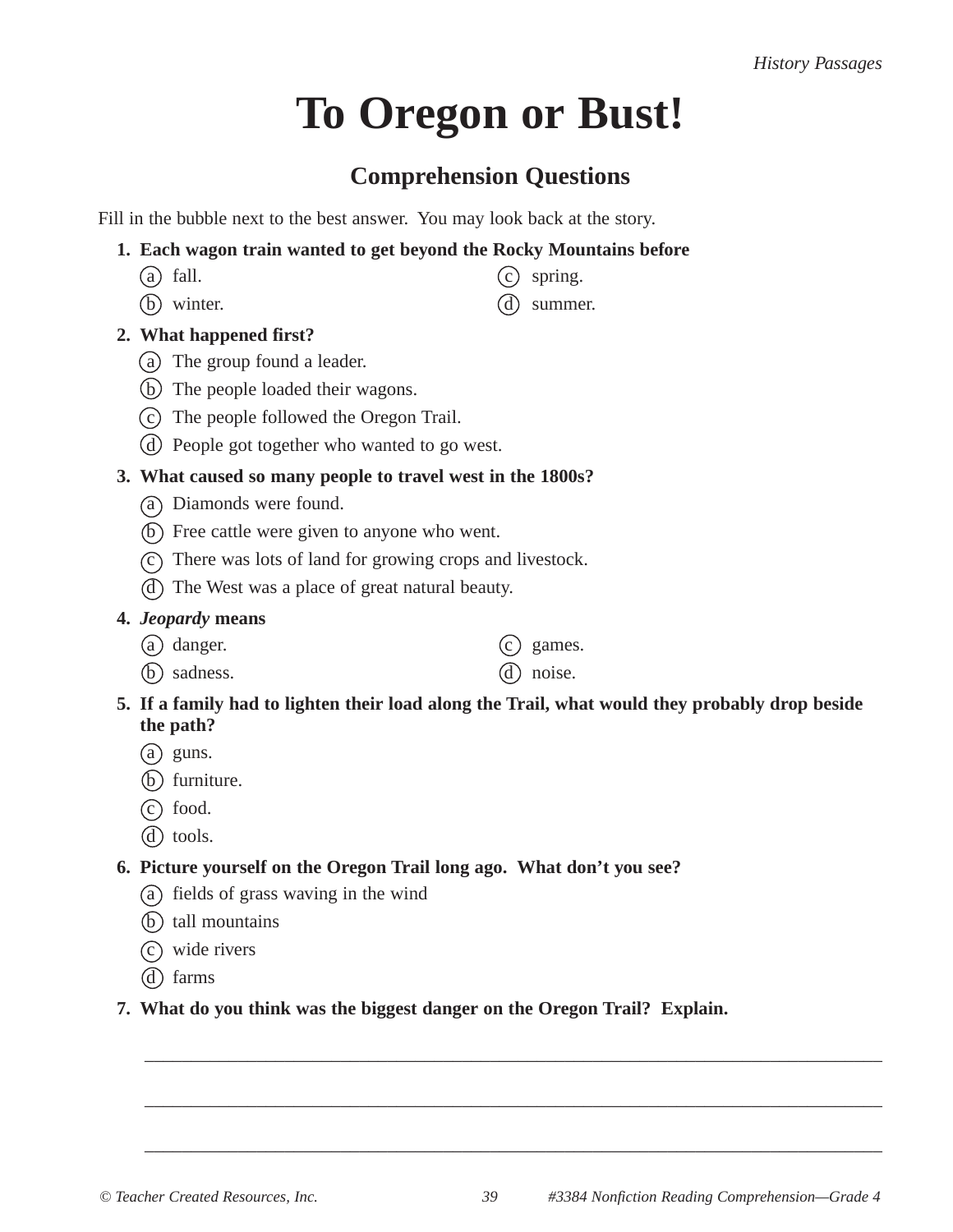# To Oregon or Bust!

## Comprehension Questions

Fill in the bubble next to the best answer. You may look back at the story.

1. **Each wagon train wanted to get beyond the Rocky Mountains before**
   - (a) fall.
   - (b) winter.
   - (c) spring.
   - (d) summer.

2. **What happened first?**
   - (a) The group found a leader.
   - (b) The people loaded their wagons.
   - (c) The people followed the Oregon Trail.
   - (d) People got together who wanted to go west.

3. **What caused so many people to travel west in the 1800s?**
   - (a) Diamonds were found.
   - (b) Free cattle were given to anyone who went.
   - (c) There was lots of land for growing crops and livestock.
   - (d) The West was a place of great natural beauty.

4. ***Jeopardy* means**
   - (a) danger.
   - (b) sadness.
   - (c) games.
   - (d) noise.

5. **If a family had to lighten their load along the Trail, what would they probably drop beside the path?**
   - (a) guns.
   - (b) furniture.
   - (c) food.
   - (d) tools.

6. **Picture yourself on the Oregon Trail long ago. What don't you see?**
   - (a) fields of grass waving in the wind
   - (b) tall mountains
   - (c) wide rivers
   - (d) farms

7. **What do you think was the biggest danger on the Oregon Trail? Explain.**

_______________________________________________________________________________

_______________________________________________________________________________

_______________________________________________________________________________